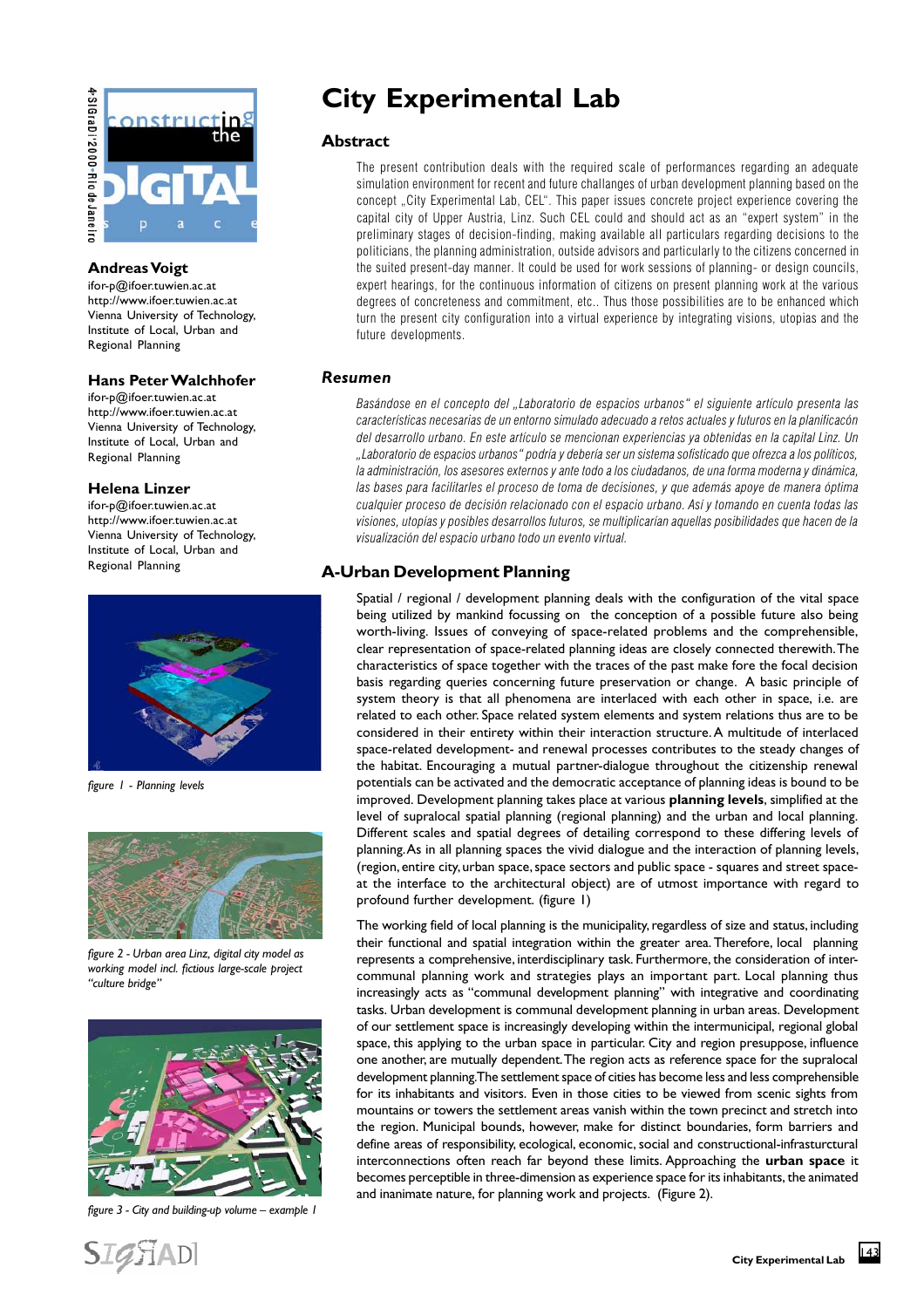# City Experimental Lab

## Abstract

The present contribution deals with the required scale of performances regarding an adequate simulation environment for recent and future challanges of urban development planning based on the concept „City Experimental Lab, CEL". This paper issues concrete project experience covering the capital city of Upper Austria, Linz. Such CEL could and should act as an "expert system" in the preliminary stages of decision-finding, making available all particulars regarding decisions to the politicians, the planning administration, outside advisors and particularly to the citizens concerned in the suited present-day manner. It could be used for work sessions of planning- or design councils, expert hearings, for the continuous information of citizens on present planning work at the various degrees of concreteness and commitment, etc.. Thus those possibilities are to be enhanced which turn the present city configuration into a virtual experience by integrating visions, utopias and the future developments.

**Andreas Voigt**
ifor-p@ifoer.tuwien.ac.at
http://www.ifoer.tuwien.ac.at
Vienna University of Technology, Institute of Local, Urban and Regional Planning

**Hans Peter Walchhofer**
ifor-p@ifoer.tuwien.ac.at
http://www.ifoer.tuwien.ac.at
Vienna University of Technology, Institute of Local, Urban and Regional Planning

**Helena Linzer**
ifor-p@ifoer.tuwien.ac.at
http://www.ifoer.tuwien.ac.at
Vienna University of Technology, Institute of Local, Urban and Regional Planning

## *Resumen*

*Basándose en el concepto del „Laboratorio de espacios urbanos" el siguiente artículo presenta las características necesarias de un entorno simulado adecuado a retos actuales y futuros en la planificación del desarrollo urbano. En este artículo se mencionan experiencias ya obtenidas en la capital Linz. Un „Laboratorio de espacios urbanos" podría y debería ser un sistema sofisticado que ofrezca a los políticos, la administración, los asesores externos y ante todo a los ciudadanos, de una forma moderna y dinámica, las bases para facilitarles el proceso de toma de decisiones, y que además apoye de manera óptima cualquier proceso de decisión relacionado con el espacio urbano. Así y tomando en cuenta todas las visiones, utopías y posibles desarrollos futuros, se multiplicarían aquellas posibilidades que hacen de la visualización del espacio urbano todo un evento virtual.*

## A-Urban Development Planning

Spatial / regional / development planning deals with the configuration of the vital space being utilized by mankind focussing on the conception of a possible future also being worth-living. Issues of conveying of space-related problems and the comprehensible, clear representation of space-related planning ideas are closely connected therewith. The characteristics of space together with the traces of the past make fore the focal decision basis regarding queries concerning future preservation or change. A basic principle of system theory is that all phenomena are interlaced with each other in space, i.e. are related to each other. Space related system elements and system relations thus are to be considered in their entirety within their interaction structure. A multitude of interlaced space-related development- and renewal processes contributes to the steady changes of the habitat. Encouraging a mutual partner-dialogue throughout the citizenship renewal potentials can be activated and the democratic acceptance of planning ideas is bound to be improved. Development planning takes place at various **planning levels**, simplified at the level of supralocal spatial planning (regional planning) and the urban and local planning. Different scales and spatial degrees of detailing correspond to these differing levels of planning. As in all planning spaces the vivid dialogue and the interaction of planning levels, (region, entire city, urban space, space sectors and public space - squares and street space- at the interface to the architectural object) are of utmost importance with regard to profound further development. (figure 1)

*figure 1 - Planning levels*

*figure 2 - Urban area Linz, digital city model as working model incl. fictious large-scale project "culture bridge"*

*figure 3 - City and building-up volume – example 1*

The working field of local planning is the municipality, regardless of size and status, including their functional and spatial integration within the greater area. Therefore, local planning represents a comprehensive, interdisciplinary task. Furthermore, the consideration of inter-communal planning work and strategies plays an important part. Local planning thus increasingly acts as "communal development planning" with integrative and coordinating tasks. Urban development is communal development planning in urban areas. Development of our settlement space is increasingly developing within the intermunicipal, regional global space, this applying to the urban space in particular. City and region presuppose, influence one another, are mutually dependent. The region acts as reference space for the supralocal development planning. The settlement space of cities has become less and less comprehensible for its inhabitants and visitors. Even in those cities to be viewed from scenic sights from mountains or towers the settlement areas vanish within the town precinct and stretch into the region. Municipal bounds, however, make for distinct boundaries, form barriers and define areas of responsibility, ecological, economic, social and constructional-infrasturctural interconnections often reach far beyond these limits. Approaching the **urban space** it becomes perceptible in three-dimension as experience space for its inhabitants, the animated and inanimate nature, for planning work and projects. (Figure 2).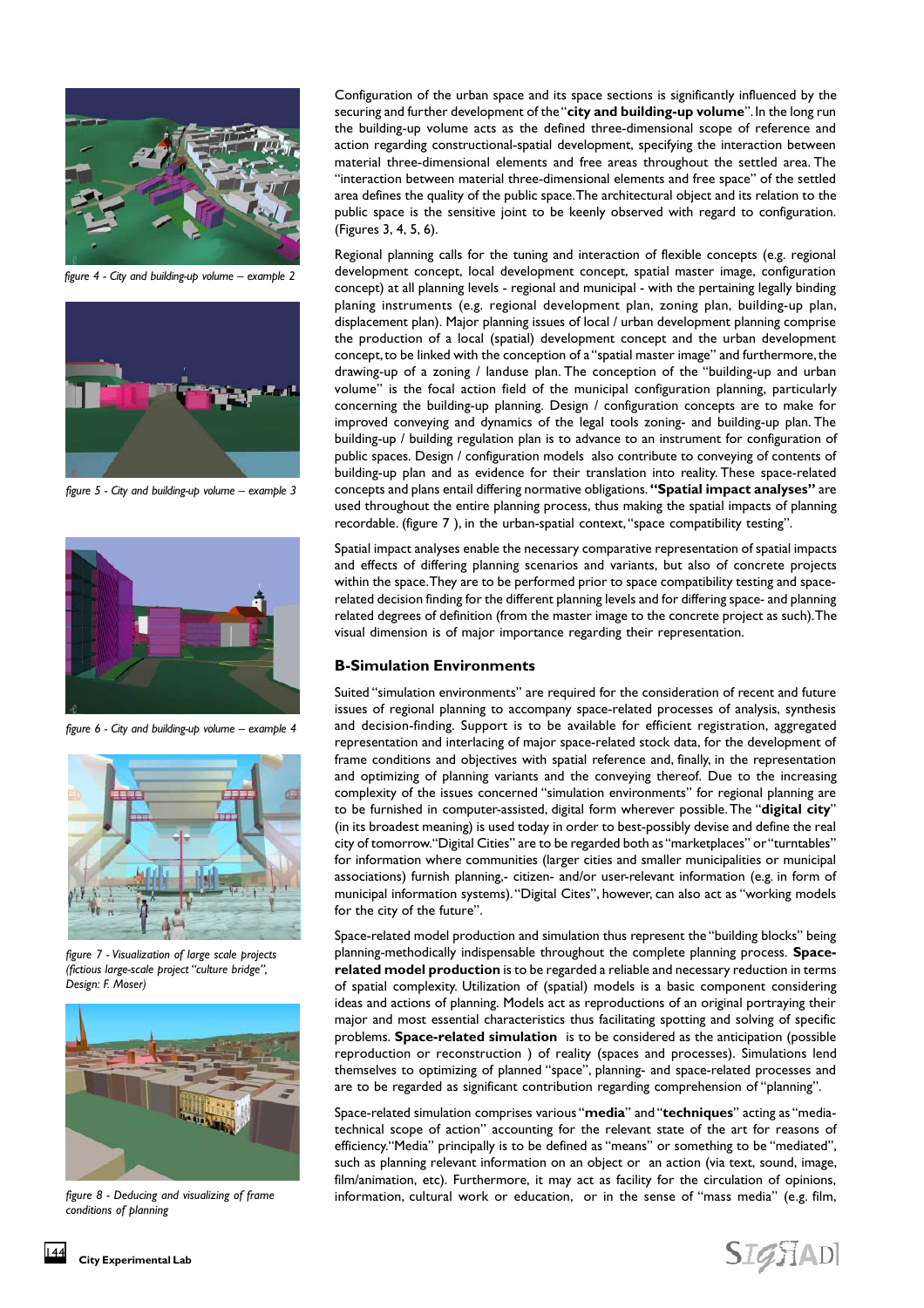figure 4 - City and building-up volume – example 2

figure 5 - City and building-up volume – example 3

figure 6 - City and building-up volume – example 4

figure 7 - Visualization of large scale projects (fictious large-scale project "culture bridge", Design: F. Moser)

figure 8 - Deducing and visualizing of frame conditions of planning

Configuration of the urban space and its space sections is significantly influenced by the securing and further development of the "**city and building-up volume**". In the long run the building-up volume acts as the defined three-dimensional scope of reference and action regarding constructional-spatial development, specifying the interaction between material three-dimensional elements and free areas throughout the settled area. The "interaction between material three-dimensional elements and free space" of the settled area defines the quality of the public space. The architectural object and its relation to the public space is the sensitive joint to be keenly observed with regard to configuration. (Figures 3, 4, 5, 6).

Regional planning calls for the tuning and interaction of flexible concepts (e.g. regional development concept, local development concept, spatial master image, configuration concept) at all planning levels - regional and municipal - with the pertaining legally binding planing instruments (e.g. regional development plan, zoning plan, building-up plan, displacement plan). Major planning issues of local / urban development planning comprise the production of a local (spatial) development concept and the urban development concept, to be linked with the conception of a "spatial master image" and furthermore, the drawing-up of a zoning / landuse plan. The conception of the "building-up and urban volume" is the focal action field of the municipal configuration planning, particularly concerning the building-up planning. Design / configuration concepts are to make for improved conveying and dynamics of the legal tools zoning- and building-up plan. The building-up / building regulation plan is to advance to an instrument for configuration of public spaces. Design / configuration models also contribute to conveying of contents of building-up plan and as evidence for their translation into reality. These space-related concepts and plans entail differing normative obligations. **"Spatial impact analyses"** are used throughout the entire planning process, thus making the spatial impacts of planning recordable. (figure 7 ), in the urban-spatial context, "space compatibility testing".

Spatial impact analyses enable the necessary comparative representation of spatial impacts and effects of differing planning scenarios and variants, but also of concrete projects within the space. They are to be performed prior to space compatibility testing and space-related decision finding for the different planning levels and for differing space- and planning related degrees of definition (from the master image to the concrete project as such). The visual dimension is of major importance regarding their representation.

### B-Simulation Environments

Suited "simulation environments" are required for the consideration of recent and future issues of regional planning to accompany space-related processes of analysis, synthesis and decision-finding. Support is to be available for efficient registration, aggregated representation and interlacing of major space-related stock data, for the development of frame conditions and objectives with spatial reference and, finally, in the representation and optimizing of planning variants and the conveying thereof. Due to the increasing complexity of the issues concerned "simulation environments" for regional planning are to be furnished in computer-assisted, digital form wherever possible. The "**digital city**" (in its broadest meaning) is used today in order to best-possibly devise and define the real city of tomorrow. "Digital Cities" are to be regarded both as "marketplaces" or "turntables" for information where communities (larger cities and smaller municipalities or municipal associations) furnish planning,- citizen- and/or user-relevant information (e.g. in form of municipal information systems). "Digital Cites", however, can also act as "working models for the city of the future".

Space-related model production and simulation thus represent the "building blocks" being planning-methodically indispensable throughout the complete planning process. **Space-related model production** is to be regarded a reliable and necessary reduction in terms of spatial complexity. Utilization of (spatial) models is a basic component considering ideas and actions of planning. Models act as reproductions of an original portraying their major and most essential characteristics thus facilitating spotting and solving of specific problems. **Space-related simulation** is to be considered as the anticipation (possible reproduction or reconstruction ) of reality (spaces and processes). Simulations lend themselves to optimizing of planned "space", planning- and space-related processes and are to be regarded as significant contribution regarding comprehension of "planning".

Space-related simulation comprises various "**media**" and "**techniques**" acting as "media-technical scope of action" accounting for the relevant state of the art for reasons of efficiency. "Media" principally is to be defined as "means" or something to be "mediated", such as planning relevant information on an object or an action (via text, sound, image, film/animation, etc). Furthermore, it may act as facility for the circulation of opinions, information, cultural work or education, or in the sense of "mass media" (e.g. film,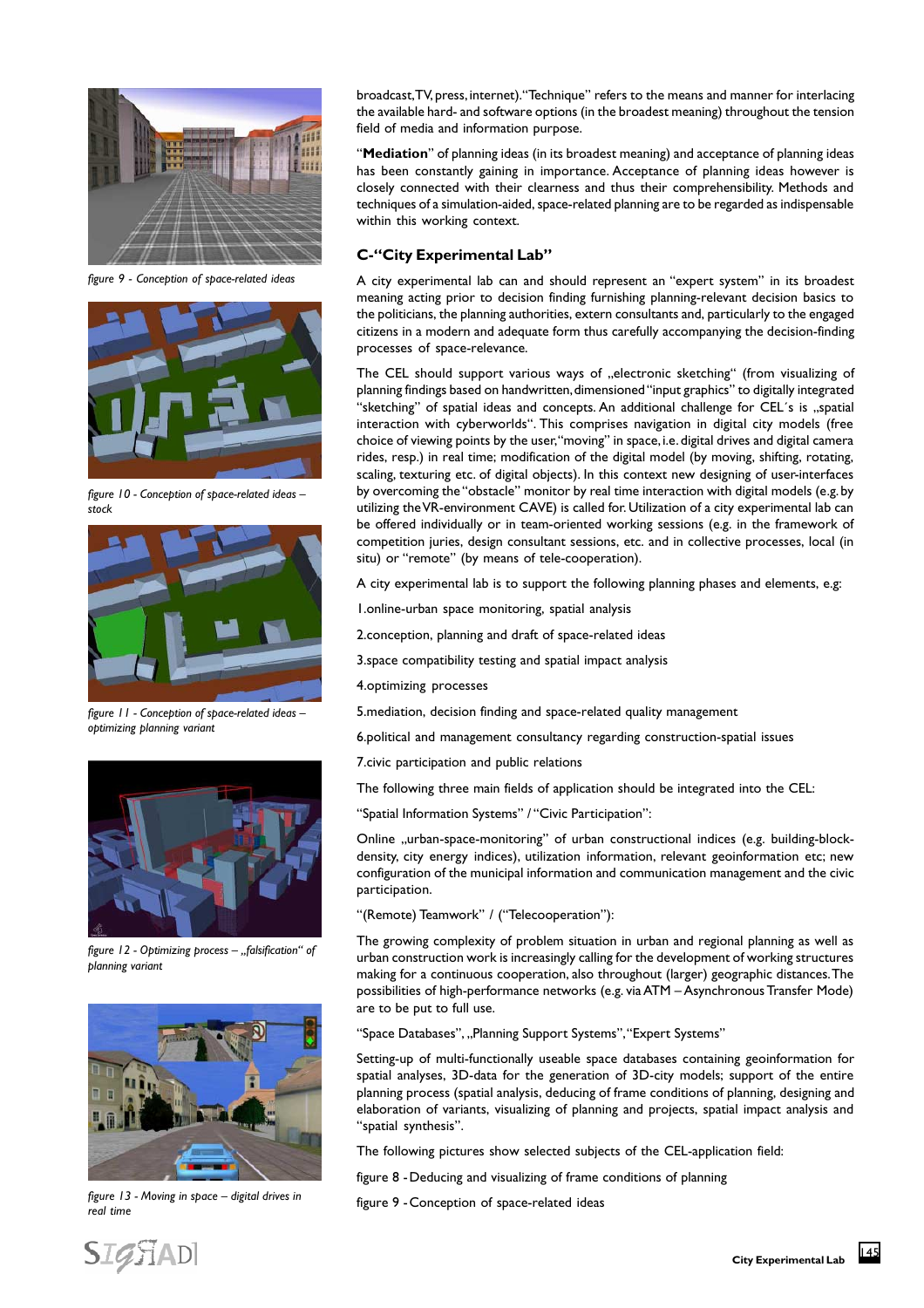figure 9 - Conception of space-related ideas

figure 10 - Conception of space-related ideas – stock

figure 11 - Conception of space-related ideas – optimizing planning variant

figure 12 - Optimizing process – „falsification" of planning variant

figure 13 - Moving in space – digital drives in real time

broadcast, TV, press, internet). "Technique" refers to the means and manner for interlacing the available hard- and software options (in the broadest meaning) throughout the tension field of media and information purpose.

"**Mediation**" of planning ideas (in its broadest meaning) and acceptance of planning ideas has been constantly gaining in importance. Acceptance of planning ideas however is closely connected with their clearness and thus their comprehensibility. Methods and techniques of a simulation-aided, space-related planning are to be regarded as indispensable within this working context.

## C-"City Experimental Lab"

A city experimental lab can and should represent an "expert system" in its broadest meaning acting prior to decision finding furnishing planning-relevant decision basics to the politicians, the planning authorities, extern consultants and, particularly to the engaged citizens in a modern and adequate form thus carefully accompanying the decision-finding processes of space-relevance.

The CEL should support various ways of „electronic sketching" (from visualizing of planning findings based on handwritten, dimensioned "input graphics" to digitally integrated "sketching" of spatial ideas and concepts. An additional challenge for CEL´s is „spatial interaction with cyberworlds". This comprises navigation in digital city models (free choice of viewing points by the user, "moving" in space, i.e. digital drives and digital camera rides, resp.) in real time; modification of the digital model (by moving, shifting, rotating, scaling, texturing etc. of digital objects). In this context new designing of user-interfaces by overcoming the "obstacle" monitor by real time interaction with digital models (e.g. by utilizing the VR-environment CAVE) is called for. Utilization of a city experimental lab can be offered individually or in team-oriented working sessions (e.g. in the framework of competition juries, design consultant sessions, etc. and in collective processes, local (in situ) or "remote" (by means of tele-cooperation).

A city experimental lab is to support the following planning phases and elements, e.g:

1.online-urban space monitoring, spatial analysis

2.conception, planning and draft of space-related ideas

3.space compatibility testing and spatial impact analysis

4.optimizing processes

5.mediation, decision finding and space-related quality management

6.political and management consultancy regarding construction-spatial issues

7.civic participation and public relations

The following three main fields of application should be integrated into the CEL:

"Spatial Information Systems" / "Civic Participation":

Online „urban-space-monitoring" of urban constructional indices (e.g. building-block-density, city energy indices), utilization information, relevant geoinformation etc; new configuration of the municipal information and communication management and the civic participation.

"(Remote) Teamwork" / ("Telecooperation"):

The growing complexity of problem situation in urban and regional planning as well as urban construction work is increasingly calling for the development of working structures making for a continuous cooperation, also throughout (larger) geographic distances. The possibilities of high-performance networks (e.g. via ATM – Asynchronous Transfer Mode) are to be put to full use.

"Space Databases", „Planning Support Systems", "Expert Systems"

Setting-up of multi-functionally useable space databases containing geoinformation for spatial analyses, 3D-data for the generation of 3D-city models; support of the entire planning process (spatial analysis, deducing of frame conditions of planning, designing and elaboration of variants, visualizing of planning and projects, spatial impact analysis and "spatial synthesis".

The following pictures show selected subjects of the CEL-application field:

figure 8 - Deducing and visualizing of frame conditions of planning

figure 9 - Conception of space-related ideas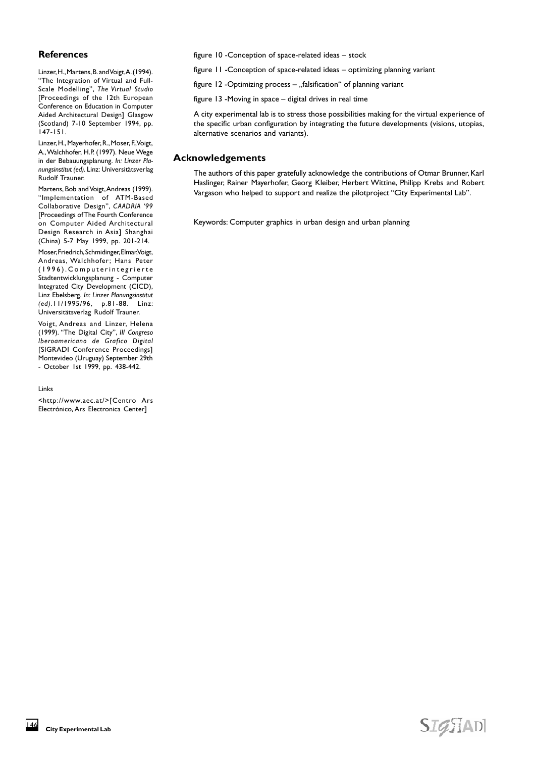## References

Linzer, H., Martens, B. and Voigt, A. (1994). "The Integration of Virtual and Full-Scale Modelling", *The Virtual Studio* [Proceedings of the 12th European Conference on Education in Computer Aided Architectural Design] Glasgow (Scotland) 7-10 September 1994, pp. 147-151.

Linzer, H., Mayerhofer, R., Moser, F., Voigt, A., Walchhofer, H.P. (1997). Neue Wege in der Bebauungsplanung. *In: Linzer Planungsinstitut (ed).* Linz: Universitätsverlag Rudolf Trauner.

Martens, Bob and Voigt, Andreas (1999). "Implementation of ATM-Based Collaborative Design", *CAADRIA '99* [Proceedings of The Fourth Conference on Computer Aided Architectural Design Research in Asia] Shanghai (China) 5-7 May 1999, pp. 201-214.

Moser, Friedrich, Schmidinger, Elmar, Voigt, Andreas, Walchhofer; Hans Peter (1996). Computerintegrierte Stadtentwicklungsplanung - Computer Integrated City Development (CICD), Linz Ebelsberg. *In: Linzer Planungsinstitut (ed).* 11/1995/96, p.81-88. Linz: Universitätsverlag Rudolf Trauner.

Voigt, Andreas and Linzer, Helena (1999). "The Digital City", *III Congreso Iberoamericano de Grafico Digital* [SIGRADI Conference Proceedings] Montevideo (Uruguay) September 29th - October 1st 1999, pp. 438-442.

Links

<http://www.aec.at/>[Centro Ars Electrónico, Ars Electronica Center]

figure 10 -Conception of space-related ideas – stock

figure 11 -Conception of space-related ideas – optimizing planning variant

figure 12 -Optimizing process – „falsification" of planning variant

figure 13 -Moving in space – digital drives in real time

A city experimental lab is to stress those possibilities making for the virtual experience of the specific urban configuration by integrating the future developments (visions, utopias, alternative scenarios and variants).

## Acknowledgements

The authors of this paper gratefully acknowledge the contributions of Otmar Brunner, Karl Haslinger, Rainer Mayerhofer, Georg Kleiber, Herbert Wittine, Philipp Krebs and Robert Vargason who helped to support and realize the pilotproject "City Experimental Lab".

Keywords: Computer graphics in urban design and urban planning